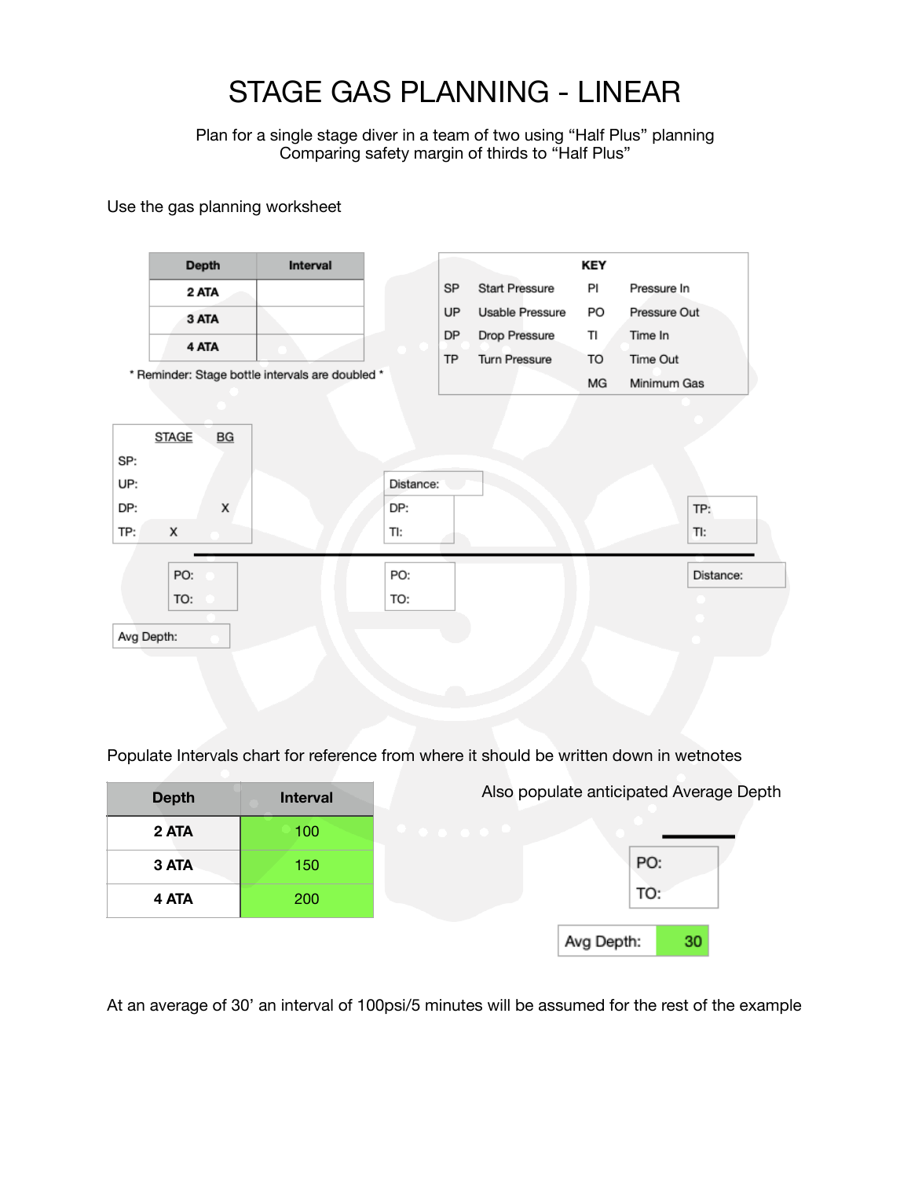# STAGE GAS PLANNING - LINEAR

Plan for a single stage diver in a team of two using "Half Plus" planning
Comparing safety margin of thirds to "Half Plus"

Use the gas planning worksheet

| Depth | Interval |
| --- | --- |
| 2 ATA | |
| 3 ATA | |
| 4 ATA | |

* Reminder: Stage bottle intervals are doubled *

| KEY | | | |
| --- | --- | --- | --- |
| SP | Start Pressure | PI | Pressure In |
| UP | Usable Pressure | PO | Pressure Out |
| DP | Drop Pressure | TI | Time In |
| TP | Turn Pressure | TO | Time Out |
| | | MG | Minimum Gas |

| | STAGE | BG |
| --- | --- | --- |
| SP: | | |
| UP: | | |
| DP: | | X |
| TP: | X | |

Distance:

DP:
TI:

TP:
TI:

PO:
TO:

PO:
TO:

Distance:

Avg Depth:

Populate Intervals chart for reference from where it should be written down in wetnotes

| Depth | Interval |
| --- | --- |
| 2 ATA | 100 |
| 3 ATA | 150 |
| 4 ATA | 200 |

Also populate anticipated Average Depth

PO:
TO:

Avg Depth: 30

At an average of 30' an interval of 100psi/5 minutes will be assumed for the rest of the example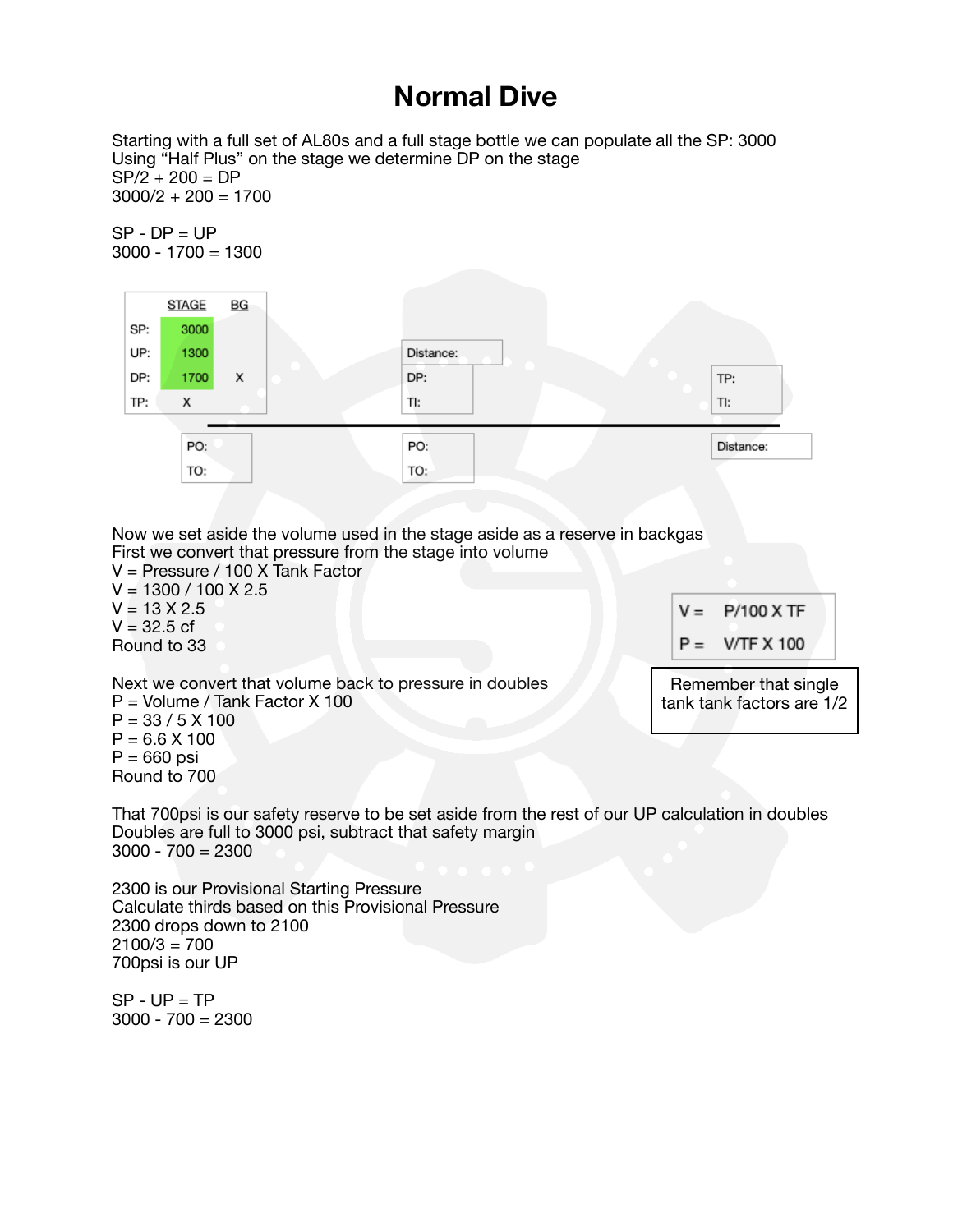# Normal Dive

Starting with a full set of AL80s and a full stage bottle we can populate all the SP: 3000
Using "Half Plus" on the stage we determine DP on the stage
SP/2 + 200 = DP
3000/2 + 200 = 1700

SP - DP = UP
3000 - 1700 = 1300

|  | STAGE | BG |
|---|---|---|
| SP: | 3000 |  |
| UP: | 1300 |  |
| DP: | 1700 | X |
| TP: | X |  |

| PO: |
|---|
| TO: |

| Distance: |
|---|
| DP: |
| TI: |

| PO: |
|---|
| TO: |

| TP: |
|---|
| TI: |

| Distance: |
|---|

Now we set aside the volume used in the stage aside as a reserve in backgas
First we convert that pressure from the stage into volume
V = Pressure / 100 X Tank Factor
V = 1300 / 100 X 2.5
V = 13 X 2.5
V = 32.5 cf
Round to 33

| V = | P/100 X TF |
|---|---|
| P = | V/TF X 100 |

Remember that single tank tank factors are 1/2

Next we convert that volume back to pressure in doubles
P = Volume / Tank Factor X 100
P = 33 / 5 X 100
P = 6.6 X 100
P = 660 psi
Round to 700

That 700psi is our safety reserve to be set aside from the rest of our UP calculation in doubles
Doubles are full to 3000 psi, subtract that safety margin
3000 - 700 = 2300

2300 is our Provisional Starting Pressure
Calculate thirds based on this Provisional Pressure
2300 drops down to 2100
2100/3 = 700
700psi is our UP

SP - UP = TP
3000 - 700 = 2300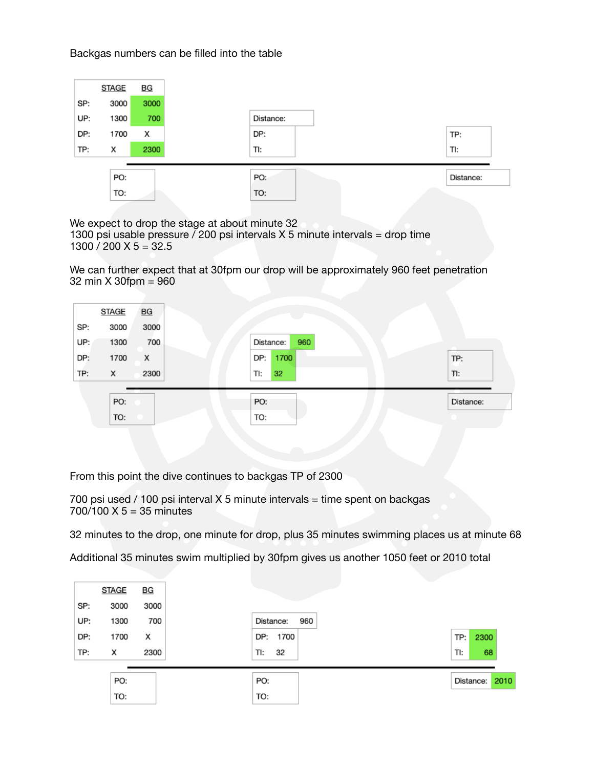Backgas numbers can be filled into the table

| | STAGE | BG |
|---|---|---|
| SP: | 3000 | 3000 |
| UP: | 1300 | 700 |
| DP: | 1700 | X |
| TP: | X | 2300 |

Distance:
DP:
TI:

TP:
TI:

PO:
TO:

PO:
TO:

Distance:

We expect to drop the stage at about minute 32
1300 psi usable pressure / 200 psi intervals X 5 minute intervals = drop time
1300 / 200 X 5 = 32.5

We can further expect that at 30fpm our drop will be approximately 960 feet penetration
32 min X 30fpm = 960

| | STAGE | BG |
|---|---|---|
| SP: | 3000 | 3000 |
| UP: | 1300 | 700 |
| DP: | 1700 | X |
| TP: | X | 2300 |

Distance: 960
DP: 1700
TI: 32

TP:
TI:

PO:
TO:

PO:
TO:

Distance:

From this point the dive continues to backgas TP of 2300

700 psi used / 100 psi interval X 5 minute intervals = time spent on backgas
700/100 X 5 = 35 minutes

32 minutes to the drop, one minute for drop, plus 35 minutes swimming places us at minute 68

Additional 35 minutes swim multiplied by 30fpm gives us another 1050 feet or 2010 total

| | STAGE | BG |
|---|---|---|
| SP: | 3000 | 3000 |
| UP: | 1300 | 700 |
| DP: | 1700 | X |
| TP: | X | 2300 |

Distance: 960
DP: 1700
TI: 32

TP: 2300
TI: 68

PO:
TO:

PO:
TO:

Distance: 2010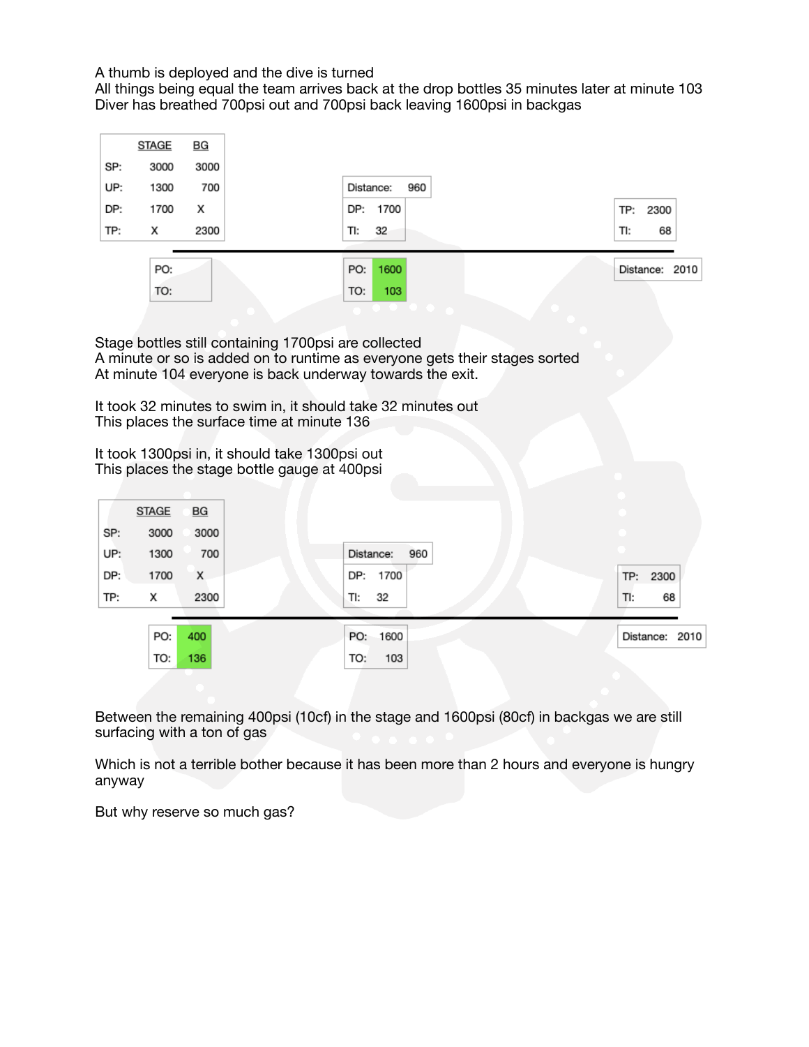A thumb is deployed and the dive is turned
All things being equal the team arrives back at the drop bottles 35 minutes later at minute 103
Diver has breathed 700psi out and 700psi back leaving 1600psi in backgas

| | STAGE | BG |
|---|---|---|
| SP: | 3000 | 3000 |
| UP: | 1300 | 700 |
| DP: | 1700 | X |
| TP: | X | 2300 |

| PO: | |
|---|---|
| TO: | |

| Distance: | 960 |
|---|---|
| DP: | 1700 |
| TI: | 32 |

| PO: | 1600 |
|---|---|
| TO: | 103 |

| TP: | 2300 |
|---|---|
| TI: | 68 |

| Distance: | 2010 |
|---|---|

Stage bottles still containing 1700psi are collected
A minute or so is added on to runtime as everyone gets their stages sorted
At minute 104 everyone is back underway towards the exit.

It took 32 minutes to swim in, it should take 32 minutes out
This places the surface time at minute 136

It took 1300psi in, it should take 1300psi out
This places the stage bottle gauge at 400psi

| | STAGE | BG |
|---|---|---|
| SP: | 3000 | 3000 |
| UP: | 1300 | 700 |
| DP: | 1700 | X |
| TP: | X | 2300 |

| PO: | 400 |
|---|---|
| TO: | 136 |

| Distance: | 960 |
|---|---|
| DP: | 1700 |
| TI: | 32 |

| PO: | 1600 |
|---|---|
| TO: | 103 |

| TP: | 2300 |
|---|---|
| TI: | 68 |

| Distance: | 2010 |
|---|---|

Between the remaining 400psi (10cf) in the stage and 1600psi (80cf) in backgas we are still surfacing with a ton of gas

Which is not a terrible bother because it has been more than 2 hours and everyone is hungry anyway

But why reserve so much gas?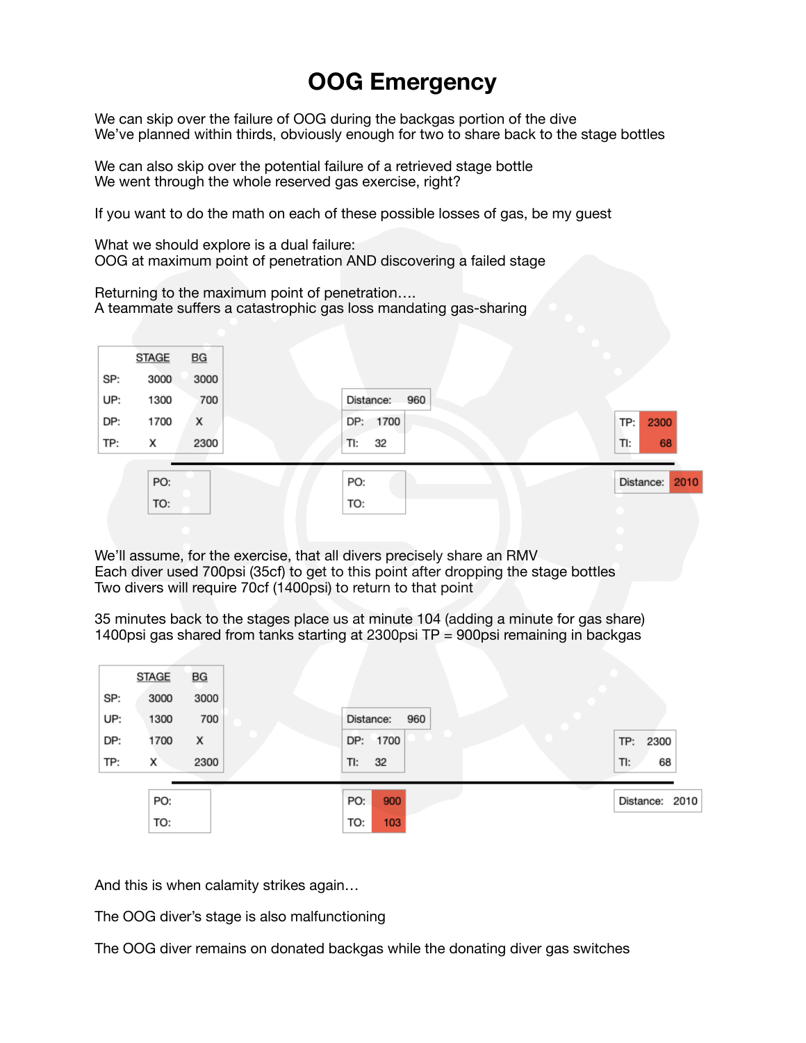# OOG Emergency

We can skip over the failure of OOG during the backgas portion of the dive
We've planned within thirds, obviously enough for two to share back to the stage bottles

We can also skip over the potential failure of a retrieved stage bottle
We went through the whole reserved gas exercise, right?

If you want to do the math on each of these possible losses of gas, be my guest

What we should explore is a dual failure:
OOG at maximum point of penetration AND discovering a failed stage

Returning to the maximum point of penetration….
A teammate suffers a catastrophic gas loss mandating gas-sharing

| | STAGE | BG |
|---|---|---|
| SP: | 3000 | 3000 |
| UP: | 1300 | 700 |
| DP: | 1700 | X |
| TP: | X | 2300 |

| | |
|---|---|
| PO: | |
| TO: | |

| Distance: | 960 |
|---|---|
| DP: | 1700 |
| TI: | 32 |

| | |
|---|---|
| PO: | |
| TO: | |

| TP: | 2300 |
|---|---|
| TI: | 68 |

| Distance: | 2010 |
|---|---|

We'll assume, for the exercise, that all divers precisely share an RMV
Each diver used 700psi (35cf) to get to this point after dropping the stage bottles
Two divers will require 70cf (1400psi) to return to that point

35 minutes back to the stages place us at minute 104 (adding a minute for gas share)
1400psi gas shared from tanks starting at 2300psi TP = 900psi remaining in backgas

| | STAGE | BG |
|---|---|---|
| SP: | 3000 | 3000 |
| UP: | 1300 | 700 |
| DP: | 1700 | X |
| TP: | X | 2300 |

| | |
|---|---|
| PO: | |
| TO: | |

| Distance: | 960 |
|---|---|
| DP: | 1700 |
| TI: | 32 |

| PO: | 900 |
|---|---|
| TO: | 103 |

| TP: | 2300 |
|---|---|
| TI: | 68 |

| Distance: | 2010 |
|---|---|

And this is when calamity strikes again…

The OOG diver's stage is also malfunctioning

The OOG diver remains on donated backgas while the donating diver gas switches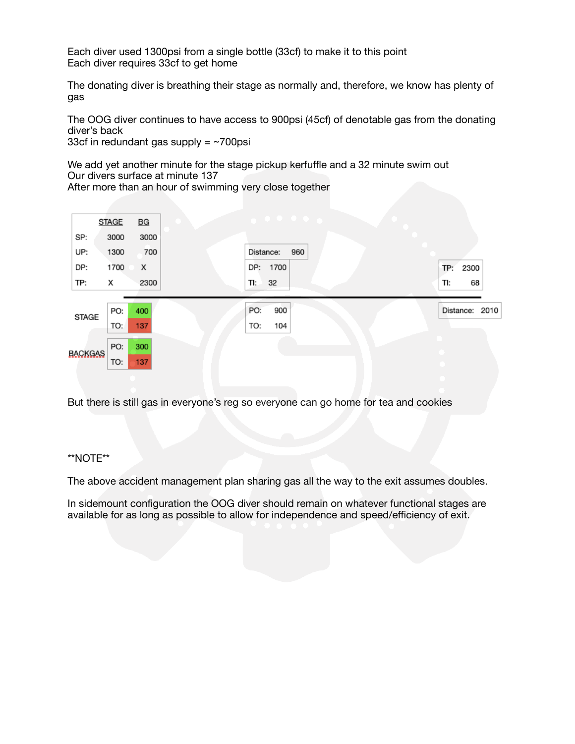Each diver used 1300psi from a single bottle (33cf) to make it to this point
Each diver requires 33cf to get home

The donating diver is breathing their stage as normally and, therefore, we know has plenty of gas

The OOG diver continues to have access to 900psi (45cf) of denotable gas from the donating diver's back
33cf in redundant gas supply = ~700psi

We add yet another minute for the stage pickup kerfuffle and a 32 minute swim out
Our divers surface at minute 137
After more than an hour of swimming very close together

| | STAGE | BG |
|---|---|---|
| SP: | 3000 | 3000 |
| UP: | 1300 | 700 |
| DP: | 1700 | X |
| TP: | X | 2300 |

| Distance: | 960 |
|---|---|
| DP: | 1700 |
| TI: | 32 |

| TP: | 2300 |
|---|---|
| TI: | 68 |

| | | |
|---|---|---|
| STAGE | PO: | 400 |
| | TO: | 137 |
| BACKGAS | PO: | 300 |
| | TO: | 137 |

| PO: | 900 |
|---|---|
| TO: | 104 |

| Distance: | 2010 |
|---|---|

But there is still gas in everyone's reg so everyone can go home for tea and cookies

**NOTE**

The above accident management plan sharing gas all the way to the exit assumes doubles.

In sidemount configuration the OOG diver should remain on whatever functional stages are available for as long as possible to allow for independence and speed/efficiency of exit.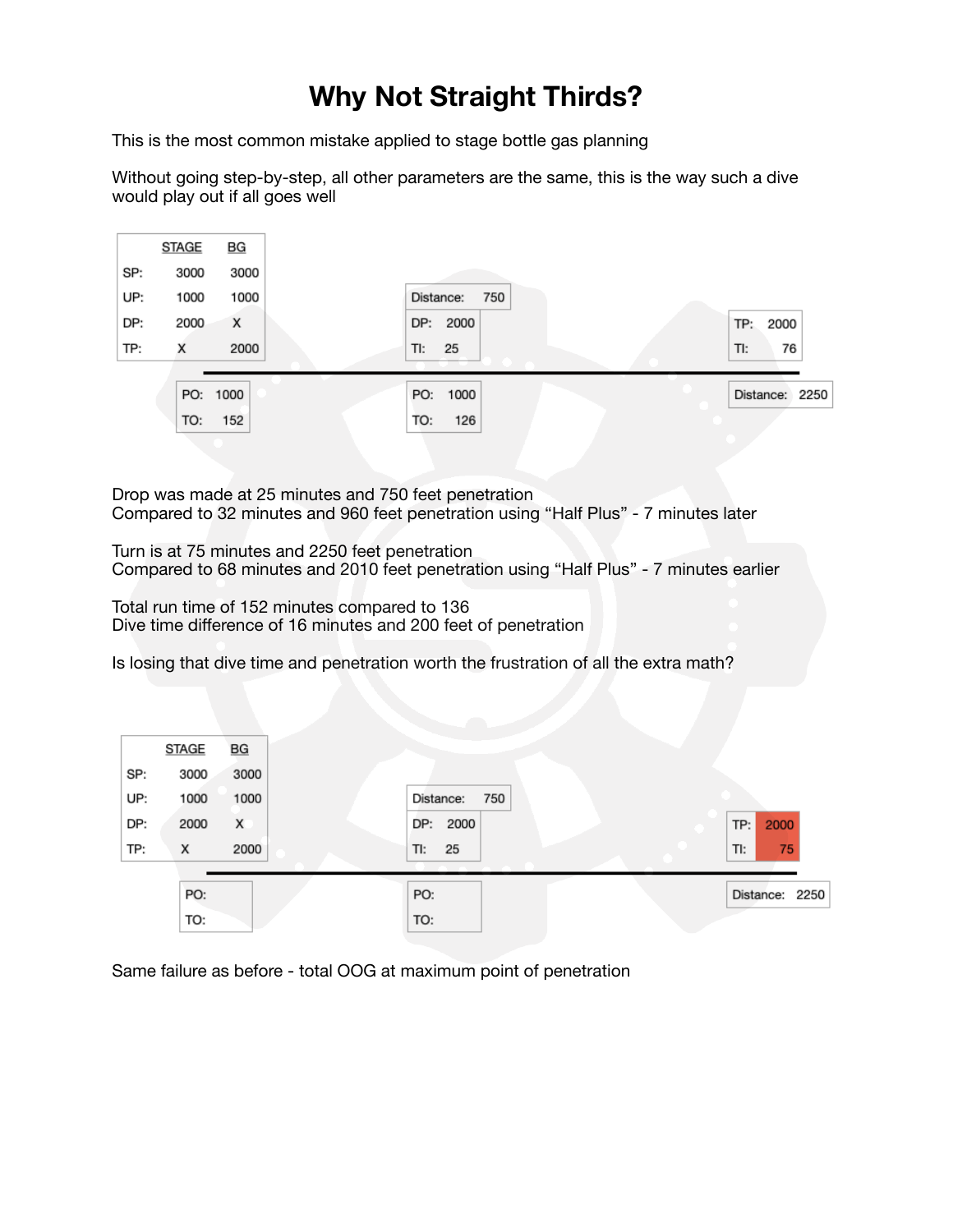# Why Not Straight Thirds?

This is the most common mistake applied to stage bottle gas planning

Without going step-by-step, all other parameters are the same, this is the way such a dive would play out if all goes well

| | STAGE | BG |
|---|---|---|
| SP: | 3000 | 3000 |
| UP: | 1000 | 1000 |
| DP: | 2000 | X |
| TP: | X | 2000 |

| PO: | 1000 |
|---|---|
| TO: | 152 |

| Distance: | 750 |
|---|---|
| DP: | 2000 |
| TI: | 25 |

| PO: | 1000 |
|---|---|
| TO: | 126 |

| TP: | 2000 |
|---|---|
| TI: | 76 |

| Distance: | 2250 |
|---|---|

Drop was made at 25 minutes and 750 feet penetration
Compared to 32 minutes and 960 feet penetration using "Half Plus" - 7 minutes later

Turn is at 75 minutes and 2250 feet penetration
Compared to 68 minutes and 2010 feet penetration using "Half Plus" - 7 minutes earlier

Total run time of 152 minutes compared to 136
Dive time difference of 16 minutes and 200 feet of penetration

Is losing that dive time and penetration worth the frustration of all the extra math?

| | STAGE | BG |
|---|---|---|
| SP: | 3000 | 3000 |
| UP: | 1000 | 1000 |
| DP: | 2000 | X |
| TP: | X | 2000 |

| PO: | |
|---|---|
| TO: | |

| Distance: | 750 |
|---|---|
| DP: | 2000 |
| TI: | 25 |

| PO: | |
|---|---|
| TO: | |

| TP: | 2000 |
|---|---|
| TI: | 75 |

| Distance: | 2250 |
|---|---|

Same failure as before - total OOG at maximum point of penetration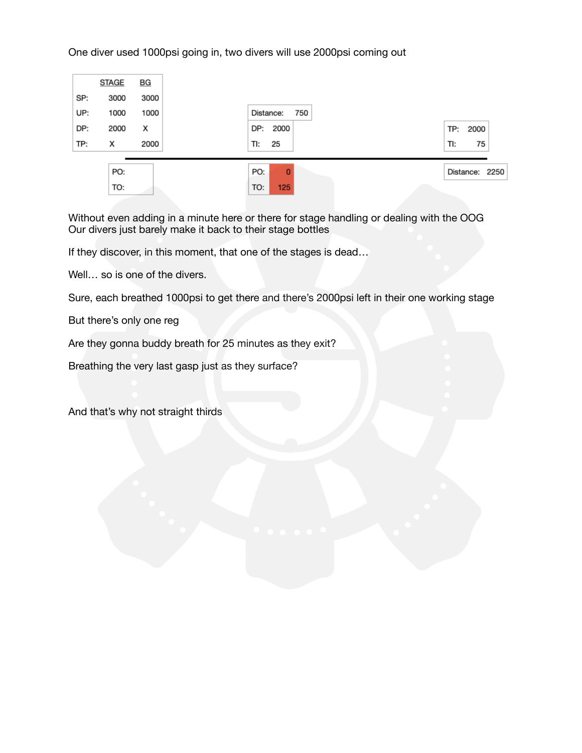One diver used 1000psi going in, two divers will use 2000psi coming out

| | STAGE | BG |
|---|---|---|
| SP: | 3000 | 3000 |
| UP: | 1000 | 1000 |
| DP: | 2000 | X |
| TP: | X | 2000 |

| | |
|---|---|
| PO: | |
| TO: | |

| | |
|---|---|
| Distance: | 750 |
| DP: | 2000 |
| TI: | 25 |

| | |
|---|---|
| PO: | 0 |
| TO: | 125 |

| | |
|---|---|
| TP: | 2000 |
| TI: | 75 |

| | |
|---|---|
| Distance: | 2250 |

Without even adding in a minute here or there for stage handling or dealing with the OOG
Our divers just barely make it back to their stage bottles

If they discover, in this moment, that one of the stages is dead…

Well… so is one of the divers.

Sure, each breathed 1000psi to get there and there's 2000psi left in their one working stage

But there's only one reg

Are they gonna buddy breath for 25 minutes as they exit?

Breathing the very last gasp just as they surface?

And that's why not straight thirds